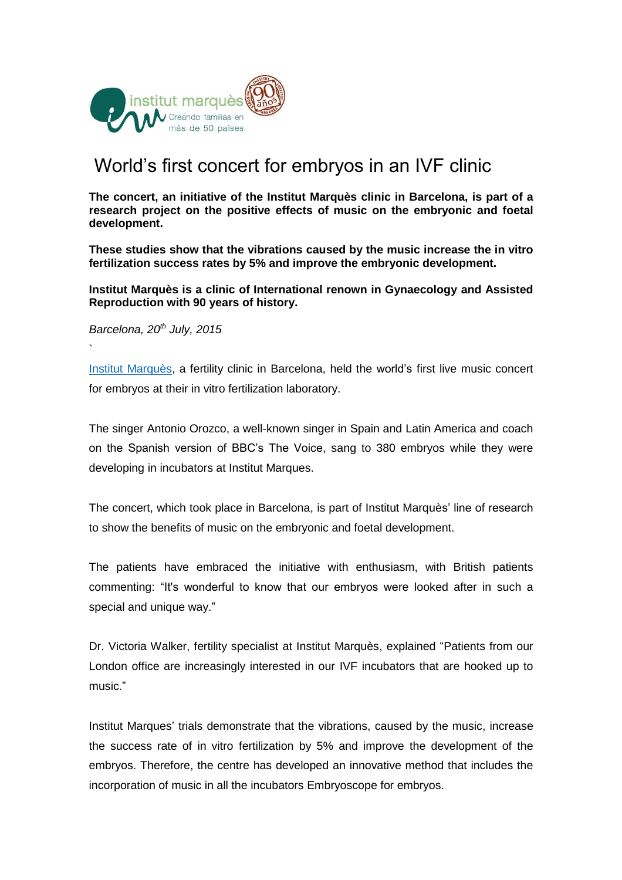# World's first concert for embryos in an IVF clinic

**The concert, an initiative of the Institut Marquès clinic in Barcelona, is part of a research project on the positive effects of music on the embryonic and foetal development.**

**These studies show that the vibrations caused by the music increase the in vitro fertilization success rates by 5% and improve the embryonic development.**

**Institut Marquès is a clinic of International renown in Gynaecology and Assisted Reproduction with 90 years of history.**

*Barcelona, 20th July, 2015*

`

Institut Marquès, a fertility clinic in Barcelona, held the world's first live music concert for embryos at their in vitro fertilization laboratory.

The singer Antonio Orozco, a well-known singer in Spain and Latin America and coach on the Spanish version of BBC's The Voice, sang to 380 embryos while they were developing in incubators at Institut Marques.

The concert, which took place in Barcelona, is part of Institut Marquès' line of research to show the benefits of music on the embryonic and foetal development.

The patients have embraced the initiative with enthusiasm, with British patients commenting: "It's wonderful to know that our embryos were looked after in such a special and unique way."

Dr. Victoria Walker, fertility specialist at Institut Marquès, explained "Patients from our London office are increasingly interested in our IVF incubators that are hooked up to music."

Institut Marques' trials demonstrate that the vibrations, caused by the music, increase the success rate of in vitro fertilization by 5% and improve the development of the embryos. Therefore, the centre has developed an innovative method that includes the incorporation of music in all the incubators Embryoscope for embryos.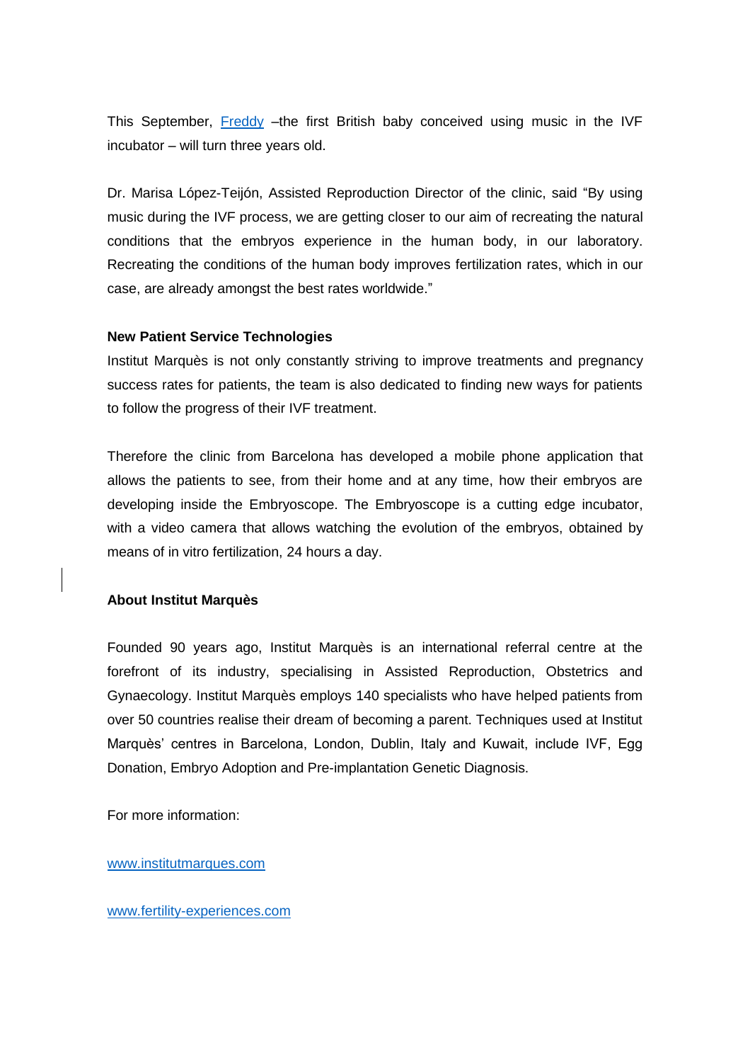This September, Freddy –the first British baby conceived using music in the IVF incubator – will turn three years old.

Dr. Marisa López-Teijón, Assisted Reproduction Director of the clinic, said “By using music during the IVF process, we are getting closer to our aim of recreating the natural conditions that the embryos experience in the human body, in our laboratory. Recreating the conditions of the human body improves fertilization rates, which in our case, are already amongst the best rates worldwide.”

**New Patient Service Technologies**

Institut Marquès is not only constantly striving to improve treatments and pregnancy success rates for patients, the team is also dedicated to finding new ways for patients to follow the progress of their IVF treatment.

Therefore the clinic from Barcelona has developed a mobile phone application that allows the patients to see, from their home and at any time, how their embryos are developing inside the Embryoscope. The Embryoscope is a cutting edge incubator, with a video camera that allows watching the evolution of the embryos, obtained by means of in vitro fertilization, 24 hours a day.

**About Institut Marquès**

Founded 90 years ago, Institut Marquès is an international referral centre at the forefront of its industry, specialising in Assisted Reproduction, Obstetrics and Gynaecology. Institut Marquès employs 140 specialists who have helped patients from over 50 countries realise their dream of becoming a parent. Techniques used at Institut Marquès' centres in Barcelona, London, Dublin, Italy and Kuwait, include IVF, Egg Donation, Embryo Adoption and Pre-implantation Genetic Diagnosis.

For more information:

www.institutmarques.com

www.fertility-experiences.com